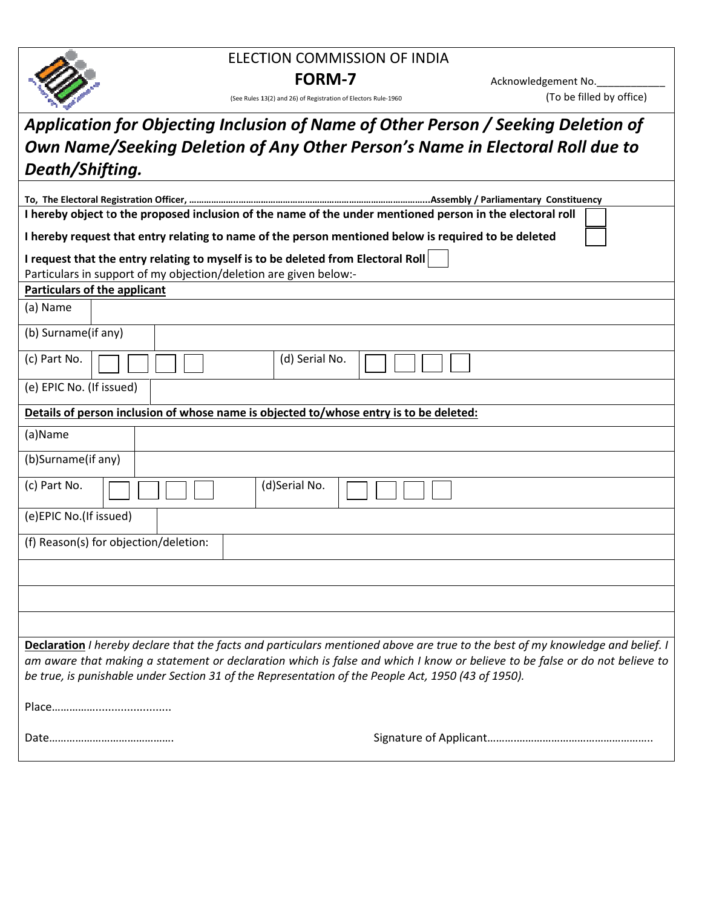ELECTION COMMISSION OF INDIA

# FORM-7

(See Rules 13(2) and 26) of Registration of Electors Rule-1960

Acknowledgement No.\_\_\_\_\_\_\_\_\_\_\_\_
(To be filled by office)

## *Application for Objecting Inclusion of Name of Other Person / Seeking Deletion of Own Name/Seeking Deletion of Any Other Person's Name in Electoral Roll due to Death/Shifting.*

**To, The Electoral Registration Officer, ……………………………………………………………………………………..Assembly / Parliamentary Constituency**

**I hereby object** to the proposed inclusion of the name of the under mentioned person in the electoral roll ☐

**I hereby request that entry relating to name of the person mentioned below is required to be deleted** ☐

**I request that the entry relating to myself is to be deleted from Electoral Roll** ☐

Particulars in support of my objection/deletion are given below:-

**Particulars of the applicant**

| | | | |
|---|---|---|---|
| (a) Name | | | |
| (b) Surname(if any) | | | |
| (c) Part No. | ☐ ☐ ☐ ☐ | (d) Serial No. | ☐ ☐ ☐ ☐ |
| (e) EPIC No. (If issued) | | | |

**Details of person inclusion of whose name is objected to/whose entry is to be deleted:**

| | | | |
|---|---|---|---|
| (a)Name | | | |
| (b)Surname(if any) | | | |
| (c) Part No. | ☐ ☐ ☐ ☐ | (d)Serial No. | ☐ ☐ ☐ ☐ |
| (e)EPIC No.(If issued) | | | |
| (f) Reason(s) for objection/deletion: | | | |
| | | | |
| | | | |
| | | | |

**Declaration** *I hereby declare that the facts and particulars mentioned above are true to the best of my knowledge and belief. I am aware that making a statement or declaration which is false and which I know or believe to be false or do not believe to be true, is punishable under Section 31 of the Representation of the People Act, 1950 (43 of 1950).*

Place…………….......................

Date…………………………………….

Signature of Applicant………………………………………………..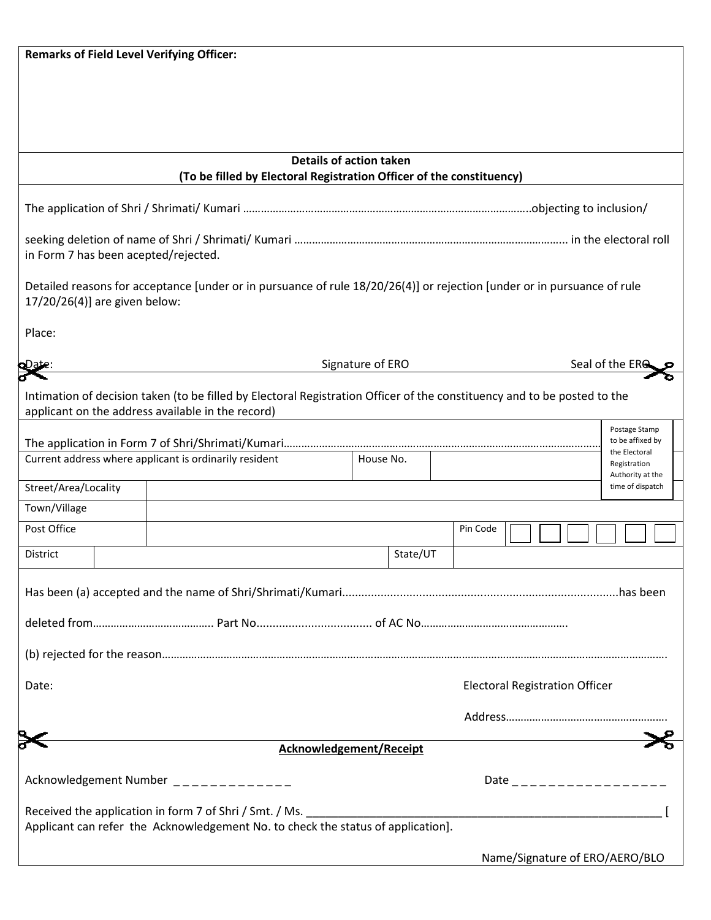**Remarks of Field Level Verifying Officer:**

**Details of action taken**
**(To be filled by Electoral Registration Officer of the constituency)**

The application of Shri / Shrimati/ Kumari …………………………………………………………………………………..objecting to inclusion/

seeking deletion of name of Shri / Shrimati/ Kumari ……………………………………………………………………………... in the electoral roll in Form 7 has been acepted/rejected.

Detailed reasons for acceptance [under or in pursuance of rule 18/20/26(4)] or rejection [under or in pursuance of rule 17/20/26(4)] are given below:

Place:

Date: Signature of ERO Seal of the ERO

Intimation of decision taken (to be filled by Electoral Registration Officer of the constituency and to be posted to the applicant on the address available in the record)

The application in Form 7 of Shri/Shrimati/Kumari……………………………………………………………………………………………

Postage Stamp to be affixed by the Electoral Registration Authority at the time of dispatch

| | | | | | |
|---|---|---|---|---|---|
| Current address where applicant is ordinarily resident | | House No. | | | |
| Street/Area/Locality | | | | | |
| Town/Village | | | | | |
| Post Office | | | | Pin Code | |
| District | | State/UT | | | |

Has been (a) accepted and the name of Shri/Shrimati/Kumari.....................................................................................has been

deleted from………………………………….. Part No.................................... of AC No………………………………………….

(b) rejected for the reason…………………………………………………………………………………………………………………………………………….

Date: Electoral Registration Officer

Address……………………………………………….

**Acknowledgement/Receipt**

Acknowledgement Number _ _ _ _ _ _ _ _ _ _ _ _ _ Date _ _ _ _ _ _ _ _ _ _ _ _ _ _ _ _ _

Received the application in form 7 of Shri / Smt. / Ms. ________________________________________________________ [ Applicant can refer the Acknowledgement No. to check the status of application].

Name/Signature of ERO/AERO/BLO